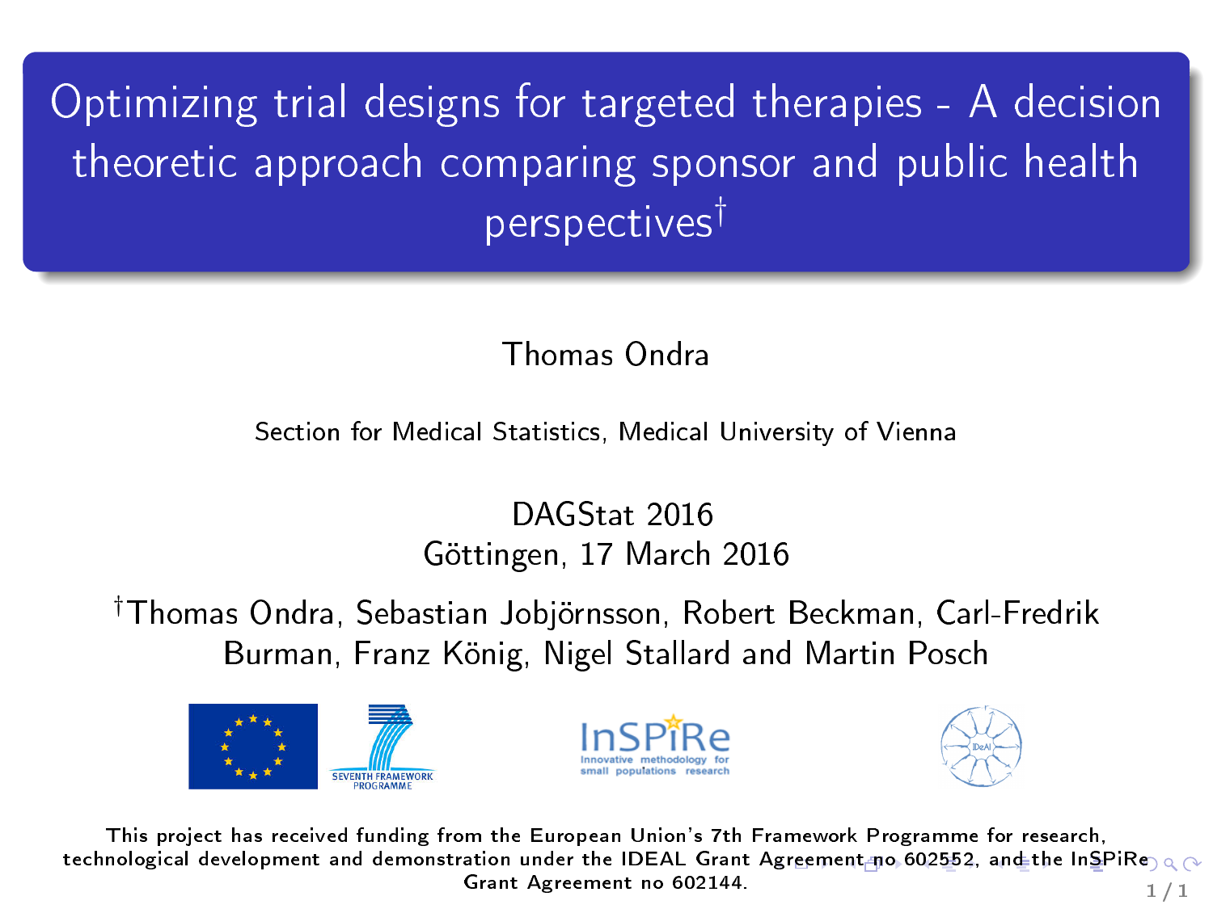# Optimizing trial designs for targeted therapies - A decision theoretic approach comparing sponsor and public health perspectives†

Thomas Ondra

Section for Medical Statistics, Medical University of Vienna

DAGStat 2016
Göttingen, 17 March 2016

†Thomas Ondra, Sebastian Jobjörnsson, Robert Beckman, Carl-Fredrik Burman, Franz König, Nigel Stallard and Martin Posch

This project has received funding from the European Union's 7th Framework Programme for research, technological development and demonstration under the IDEAL Grant Agreement no 602552, and the InSPiRe Grant Agreement no 602144.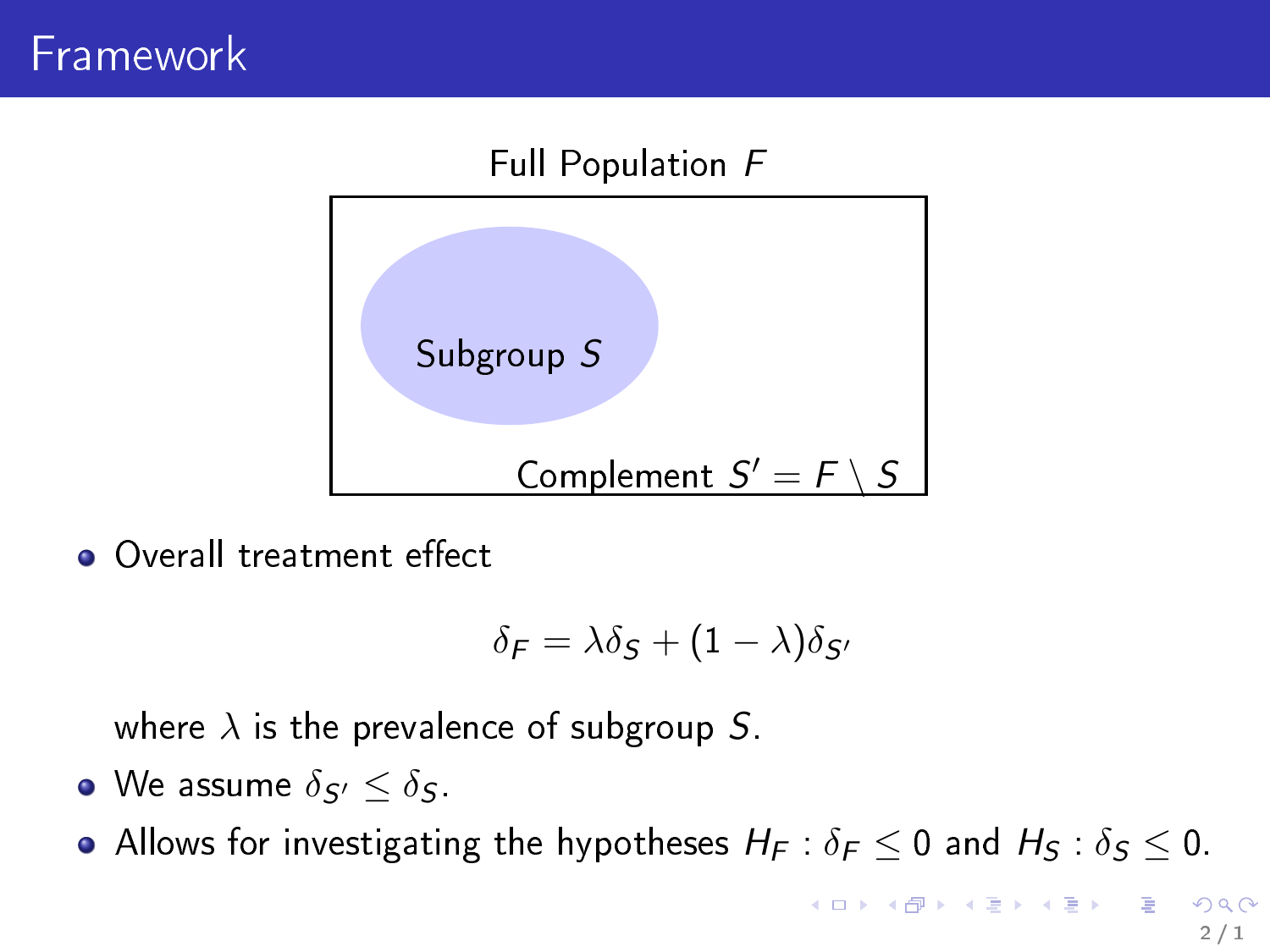# Framework

Full Population $F$

Subgroup $S$

Complement $S' = F \setminus S$

- Overall treatment effect

$$\delta_F = \lambda \delta_S + (1 - \lambda)\delta_{S'}$$

  where $\lambda$ is the prevalence of subgroup $S$.

- We assume $\delta_{S'} \leq \delta_S$.
- Allows for investigating the hypotheses $H_F : \delta_F \leq 0$ and $H_S : \delta_S \leq 0$.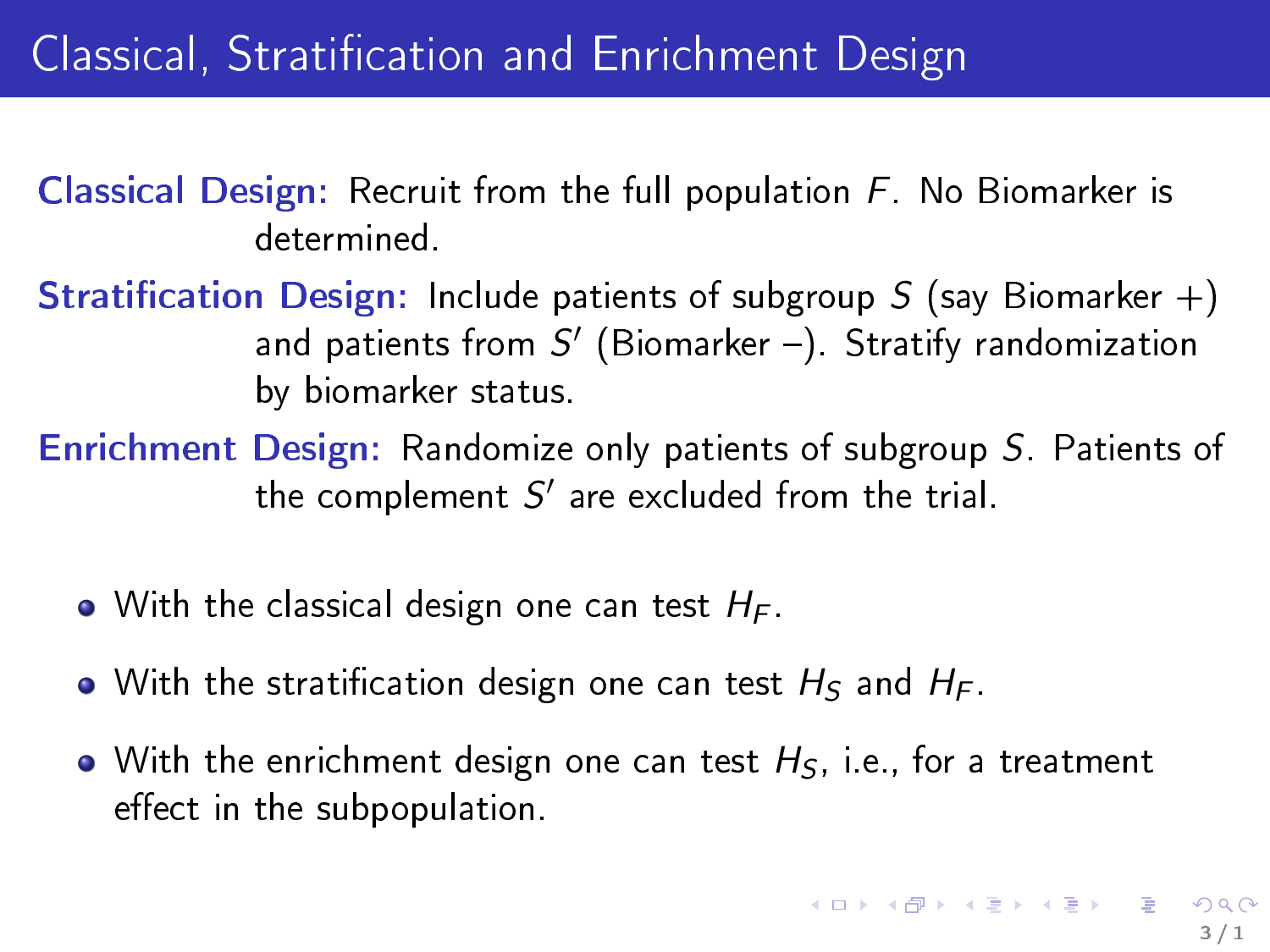# Classical, Stratification and Enrichment Design

**Classical Design:** Recruit from the full population $F$. No Biomarker is determined.

**Stratification Design:** Include patients of subgroup $S$ (say Biomarker +) and patients from $S'$ (Biomarker –). Stratify randomization by biomarker status.

**Enrichment Design:** Randomize only patients of subgroup $S$. Patients of the complement $S'$ are excluded from the trial.

- With the classical design one can test $H_F$.
- With the stratification design one can test $H_S$ and $H_F$.
- With the enrichment design one can test $H_S$, i.e., for a treatment effect in the subpopulation.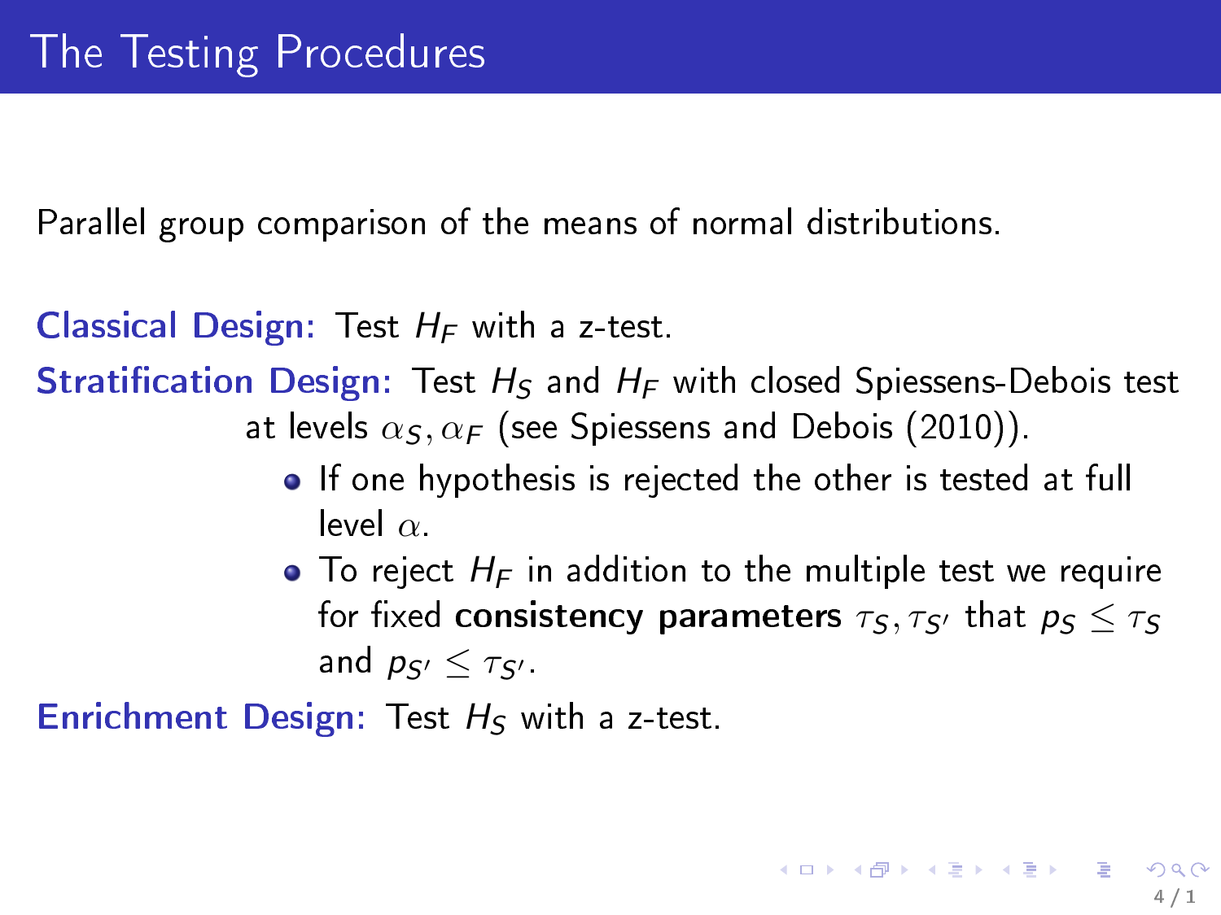# The Testing Procedures

Parallel group comparison of the means of normal distributions.

**Classical Design:** Test $H_F$ with a z-test.

**Stratification Design:** Test $H_S$ and $H_F$ with closed Spiessens-Debois test at levels $\alpha_S, \alpha_F$ (see Spiessens and Debois (2010)).

- If one hypothesis is rejected the other is tested at full level $\alpha$.
- To reject $H_F$ in addition to the multiple test we require for fixed **consistency parameters** $\tau_S, \tau_{S'}$ that $p_S \leq \tau_S$ and $p_{S'} \leq \tau_{S'}$.

**Enrichment Design:** Test $H_S$ with a z-test.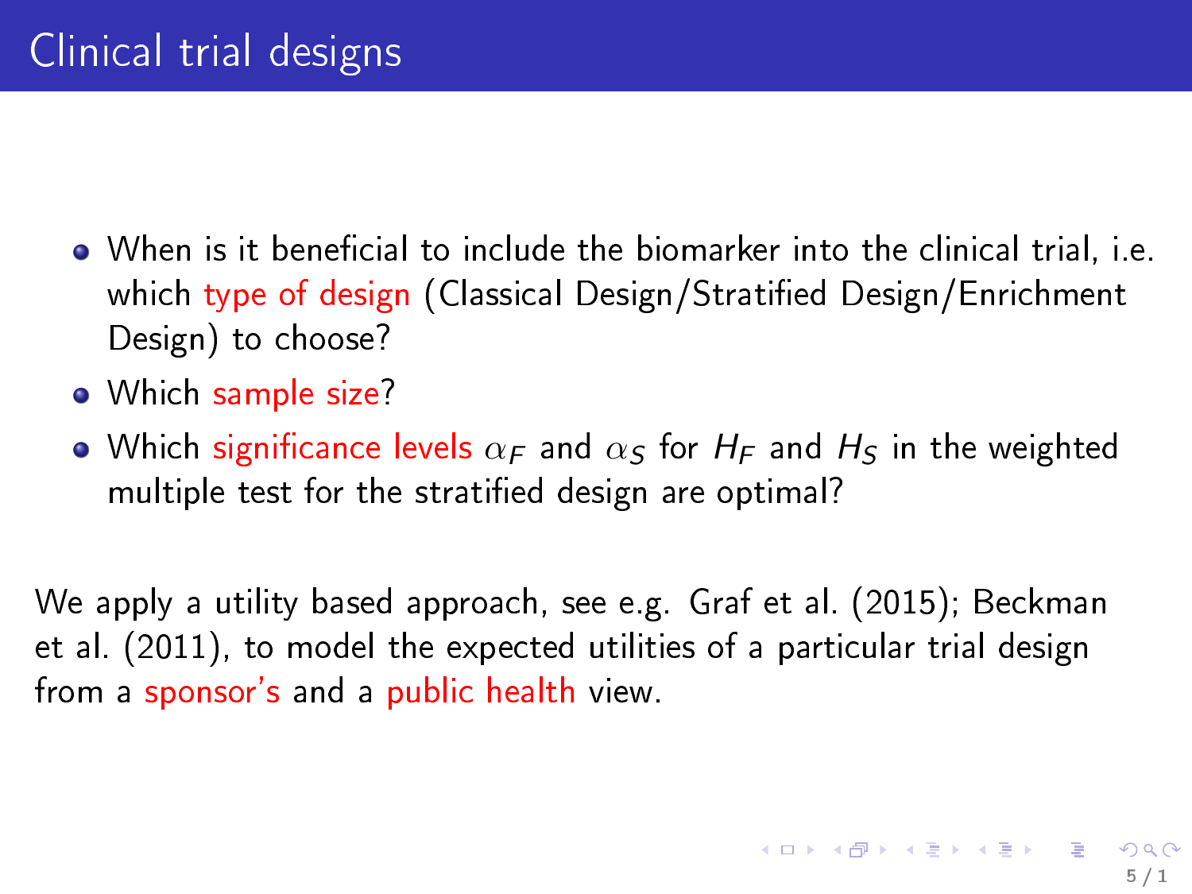# Clinical trial designs

- When is it beneficial to include the biomarker into the clinical trial, i.e. which type of design (Classical Design/Stratified Design/Enrichment Design) to choose?
- Which sample size?
- Which significance levels $\alpha_F$ and $\alpha_S$ for $H_F$ and $H_S$ in the weighted multiple test for the stratified design are optimal?

We apply a utility based approach, see e.g. Graf et al. (2015); Beckman et al. (2011), to model the expected utilities of a particular trial design from a sponsor's and a public health view.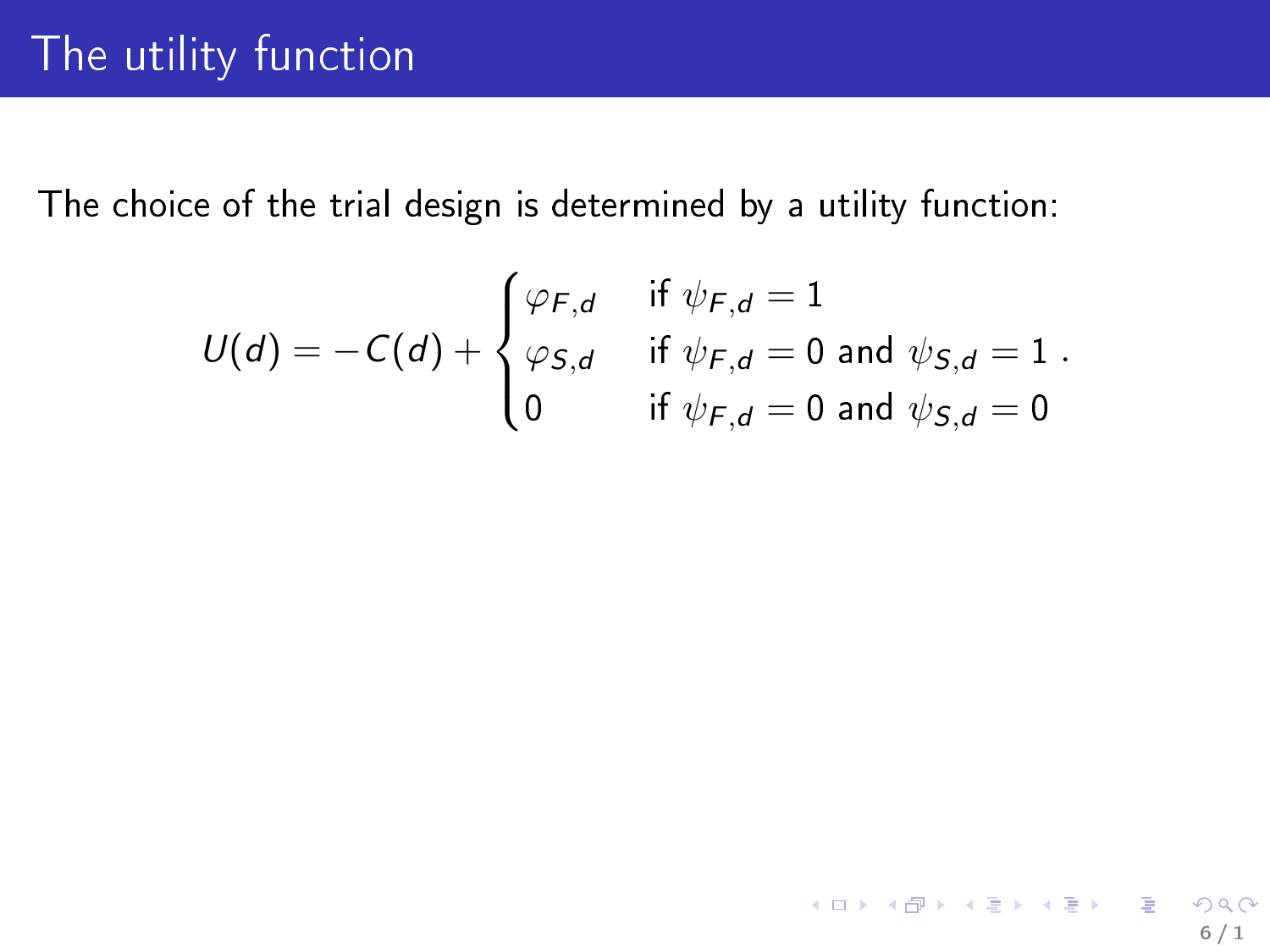# The utility function

The choice of the trial design is determined by a utility function:

$$U(d) = -C(d) + \begin{cases} \varphi_{F,d} & \text{if } \psi_{F,d} = 1 \\ \varphi_{S,d} & \text{if } \psi_{F,d} = 0 \text{ and } \psi_{S,d} = 1 \\ 0 & \text{if } \psi_{F,d} = 0 \text{ and } \psi_{S,d} = 0 \end{cases} .$$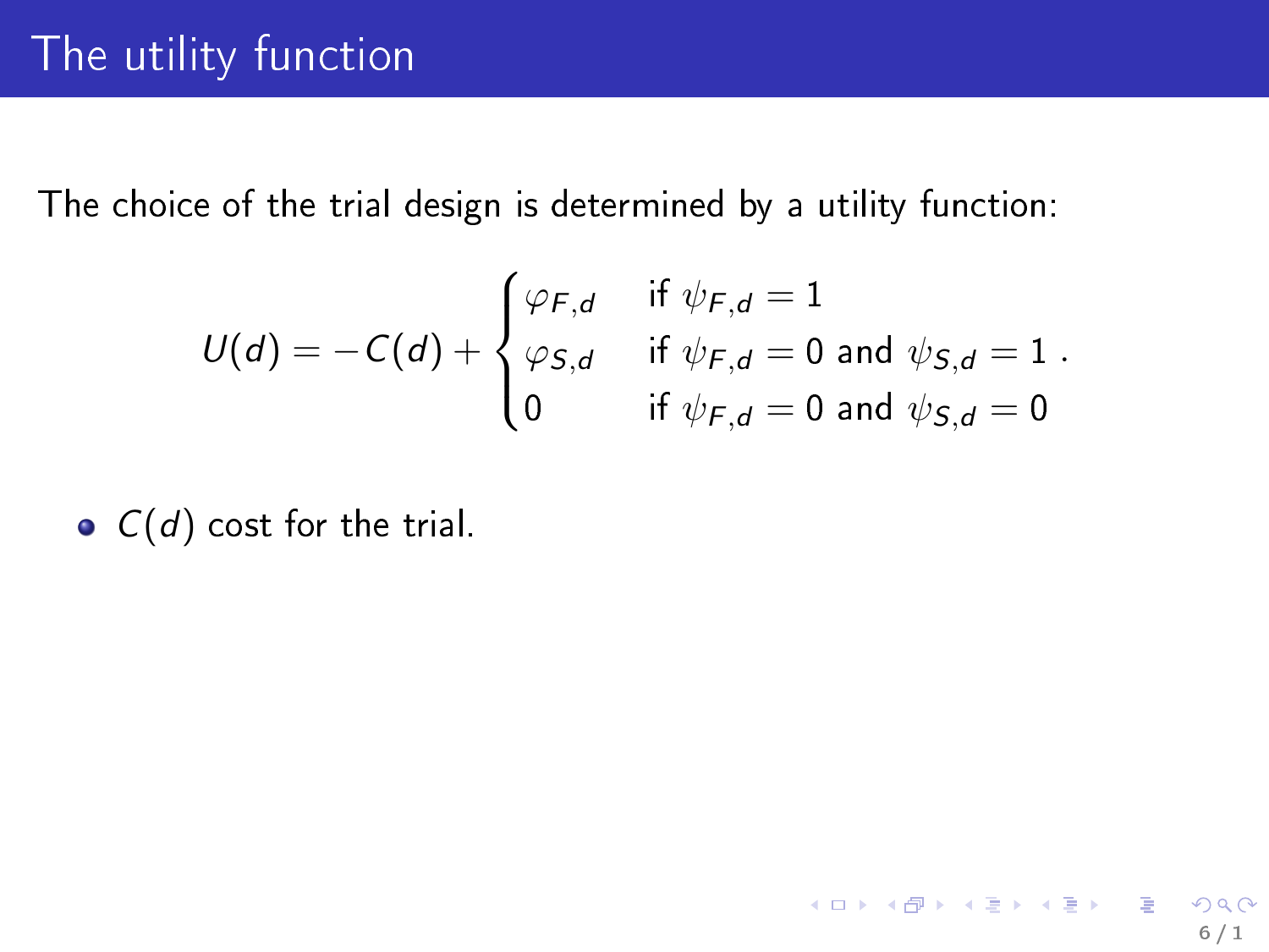# The utility function

The choice of the trial design is determined by a utility function:

$$U(d) = -C(d) + \begin{cases} \varphi_{F,d} & \text{if } \psi_{F,d} = 1 \\ \varphi_{S,d} & \text{if } \psi_{F,d} = 0 \text{ and } \psi_{S,d} = 1 \\ 0 & \text{if } \psi_{F,d} = 0 \text{ and } \psi_{S,d} = 0 \end{cases} .$$

- $C(d)$ cost for the trial.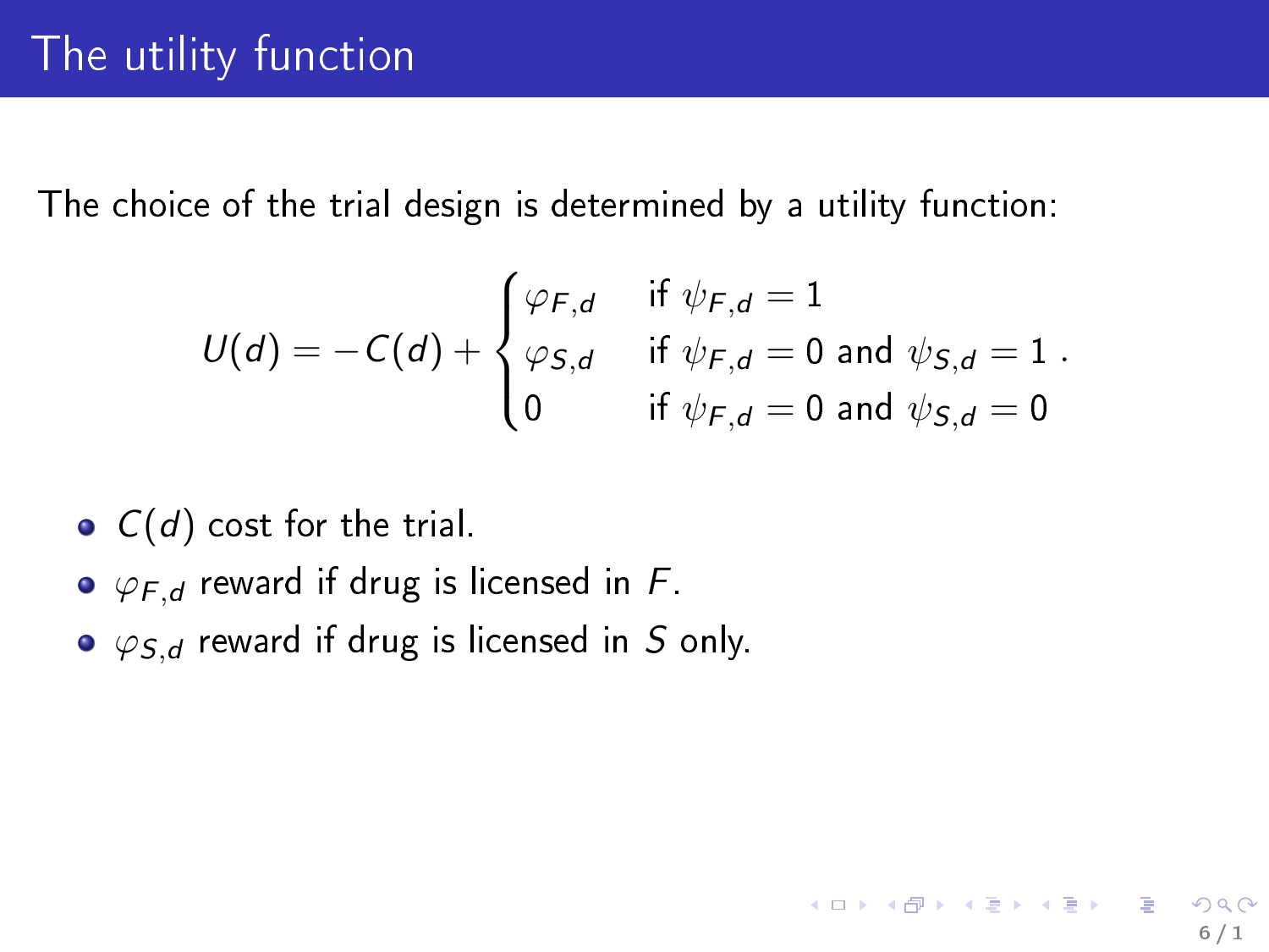# The utility function

The choice of the trial design is determined by a utility function:

$$U(d) = -C(d) + \begin{cases} \varphi_{F,d} & \text{if } \psi_{F,d} = 1 \\ \varphi_{S,d} & \text{if } \psi_{F,d} = 0 \text{ and } \psi_{S,d} = 1 \\ 0 & \text{if } \psi_{F,d} = 0 \text{ and } \psi_{S,d} = 0 \end{cases} .$$

- $C(d)$ cost for the trial.
- $\varphi_{F,d}$ reward if drug is licensed in $F$.
- $\varphi_{S,d}$ reward if drug is licensed in $S$ only.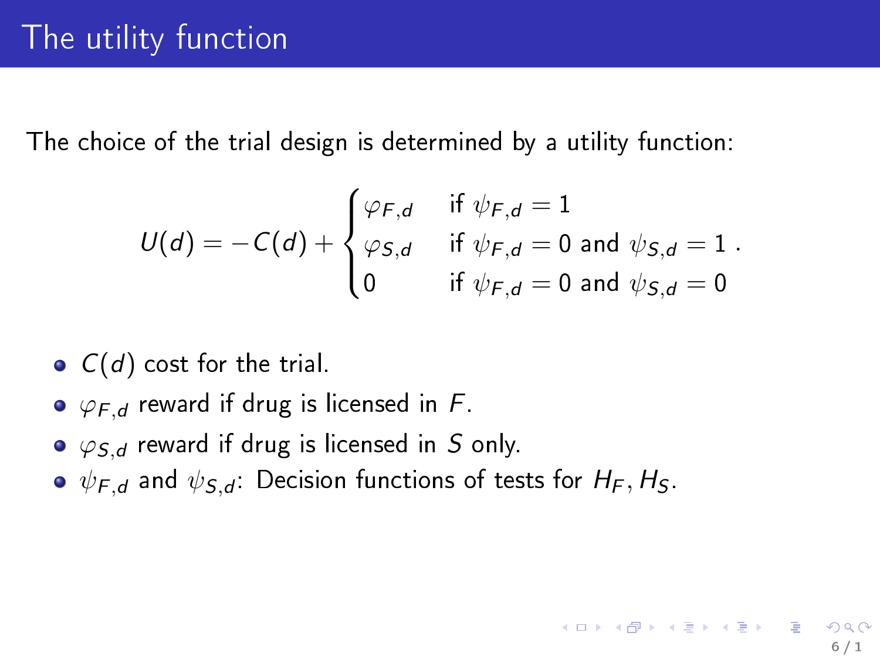# The utility function

The choice of the trial design is determined by a utility function:

$$U(d) = -C(d) + \begin{cases} \varphi_{F,d} & \text{if } \psi_{F,d} = 1 \\ \varphi_{S,d} & \text{if } \psi_{F,d} = 0 \text{ and } \psi_{S,d} = 1 \\ 0 & \text{if } \psi_{F,d} = 0 \text{ and } \psi_{S,d} = 0 \end{cases}.$$

- $C(d)$ cost for the trial.
- $\varphi_{F,d}$ reward if drug is licensed in $F$.
- $\varphi_{S,d}$ reward if drug is licensed in $S$ only.
- $\psi_{F,d}$ and $\psi_{S,d}$: Decision functions of tests for $H_F, H_S$.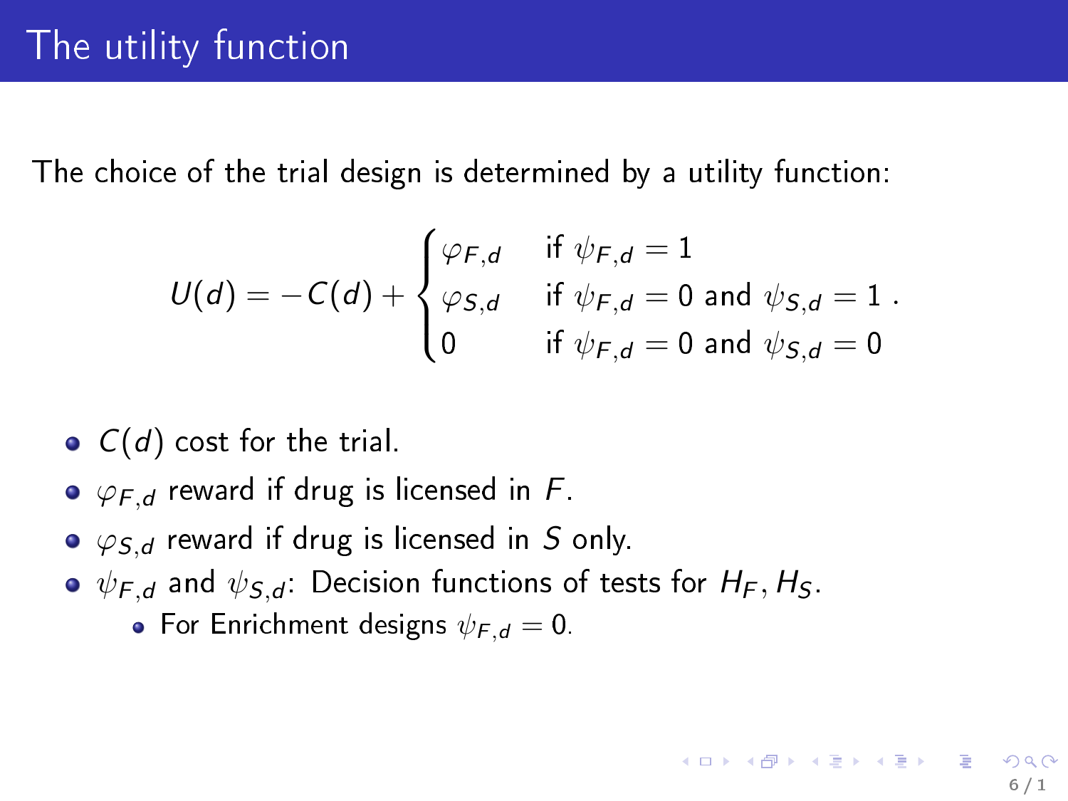# The utility function

The choice of the trial design is determined by a utility function:

$$U(d) = -C(d) + \begin{cases} \varphi_{F,d} & \text{if } \psi_{F,d} = 1 \\ \varphi_{S,d} & \text{if } \psi_{F,d} = 0 \text{ and } \psi_{S,d} = 1 \\ 0 & \text{if } \psi_{F,d} = 0 \text{ and } \psi_{S,d} = 0 \end{cases} .$$

- $C(d)$ cost for the trial.
- $\varphi_{F,d}$ reward if drug is licensed in $F$.
- $\varphi_{S,d}$ reward if drug is licensed in $S$ only.
- $\psi_{F,d}$ and $\psi_{S,d}$: Decision functions of tests for $H_F, H_S$.
  - For Enrichment designs $\psi_{F,d} = 0$.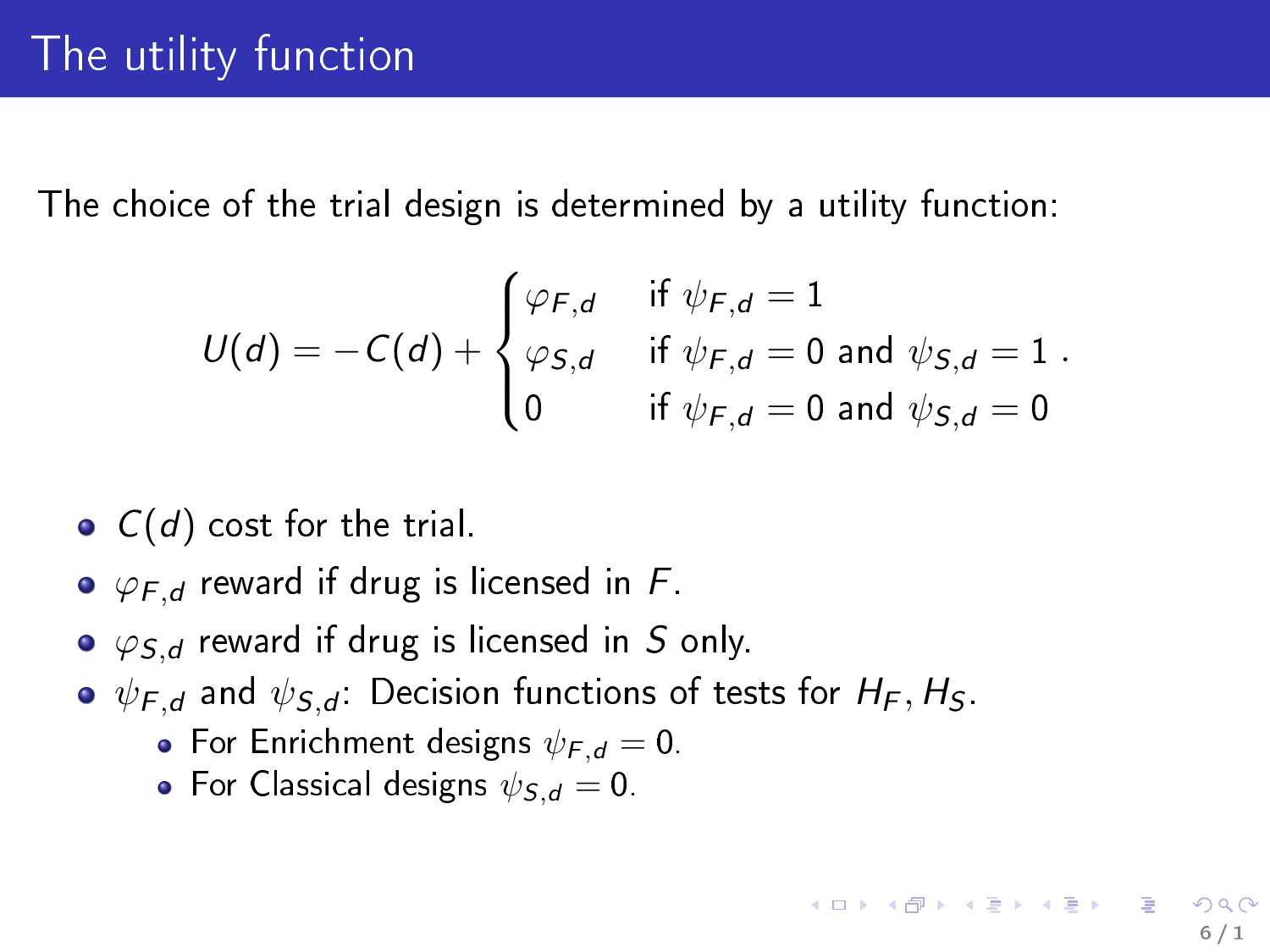# The utility function

The choice of the trial design is determined by a utility function:

$$U(d) = -C(d) + \begin{cases} \varphi_{F,d} & \text{if } \psi_{F,d} = 1 \\ \varphi_{S,d} & \text{if } \psi_{F,d} = 0 \text{ and } \psi_{S,d} = 1 \\ 0 & \text{if } \psi_{F,d} = 0 \text{ and } \psi_{S,d} = 0 \end{cases} .$$

- $C(d)$ cost for the trial.
- $\varphi_{F,d}$ reward if drug is licensed in $F$.
- $\varphi_{S,d}$ reward if drug is licensed in $S$ only.
- $\psi_{F,d}$ and $\psi_{S,d}$: Decision functions of tests for $H_F, H_S$.
  - For Enrichment designs $\psi_{F,d} = 0$.
  - For Classical designs $\psi_{S,d} = 0$.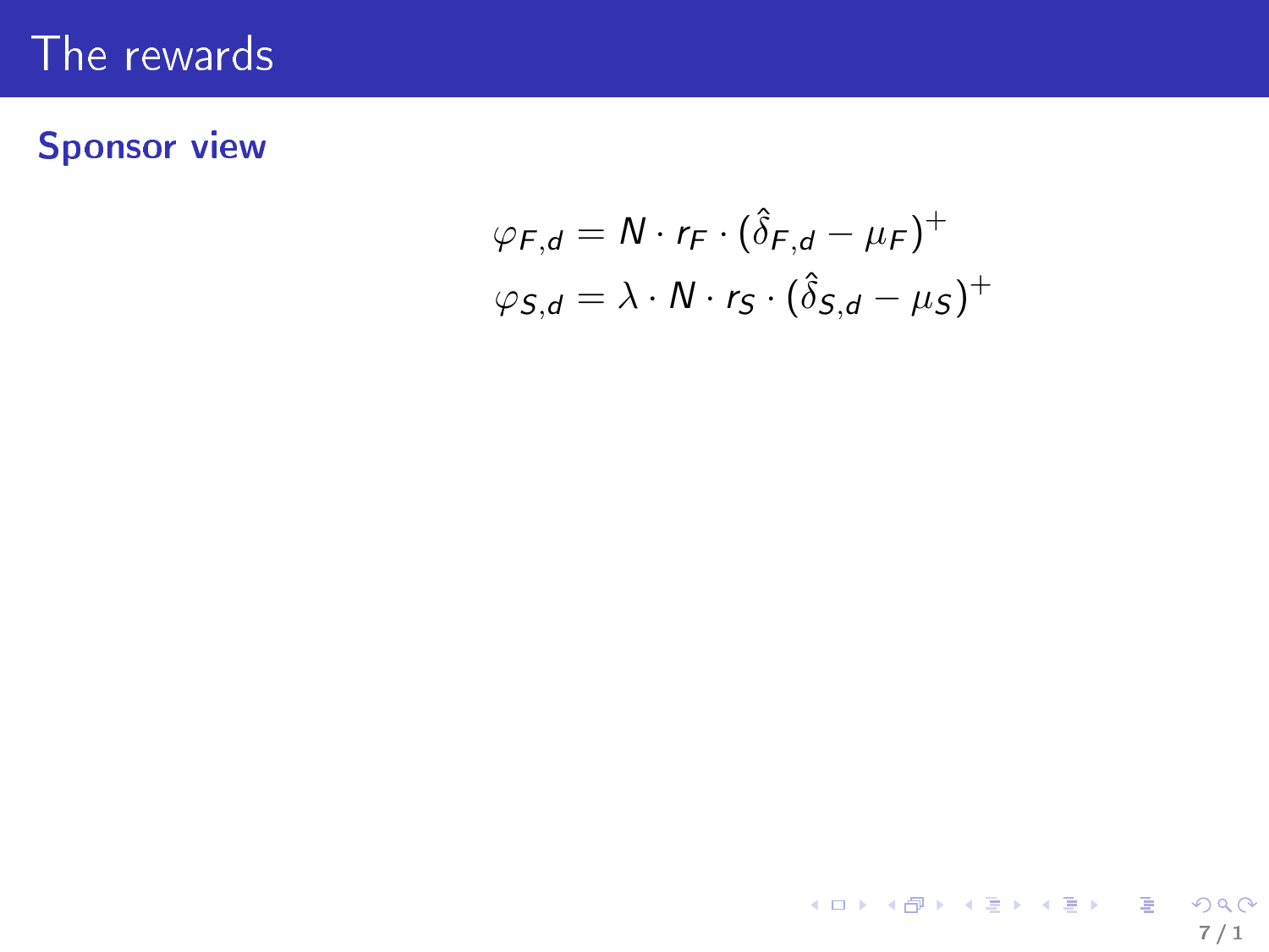# The rewards

## Sponsor view

$$
\begin{aligned}
\varphi_{F,d} &= N \cdot r_F \cdot (\hat{\delta}_{F,d} - \mu_F)^+ \\
\varphi_{S,d} &= \lambda \cdot N \cdot r_S \cdot (\hat{\delta}_{S,d} - \mu_S)^+
\end{aligned}
$$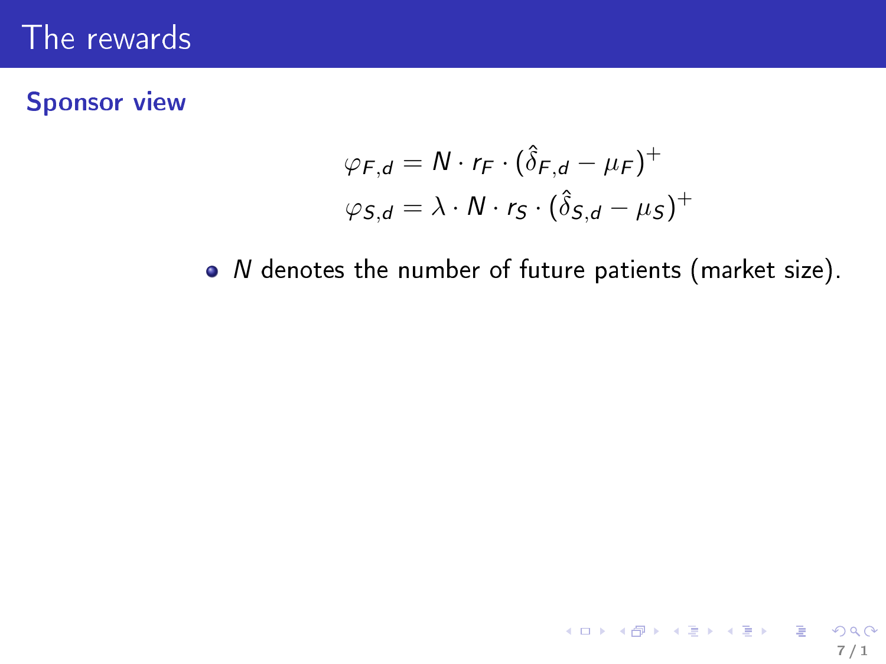# The rewards

## Sponsor view

$$\varphi_{F,d} = N \cdot r_F \cdot (\hat{\delta}_{F,d} - \mu_F)^+$$
$$\varphi_{S,d} = \lambda \cdot N \cdot r_S \cdot (\hat{\delta}_{S,d} - \mu_S)^+$$

- $N$ denotes the number of future patients (market size).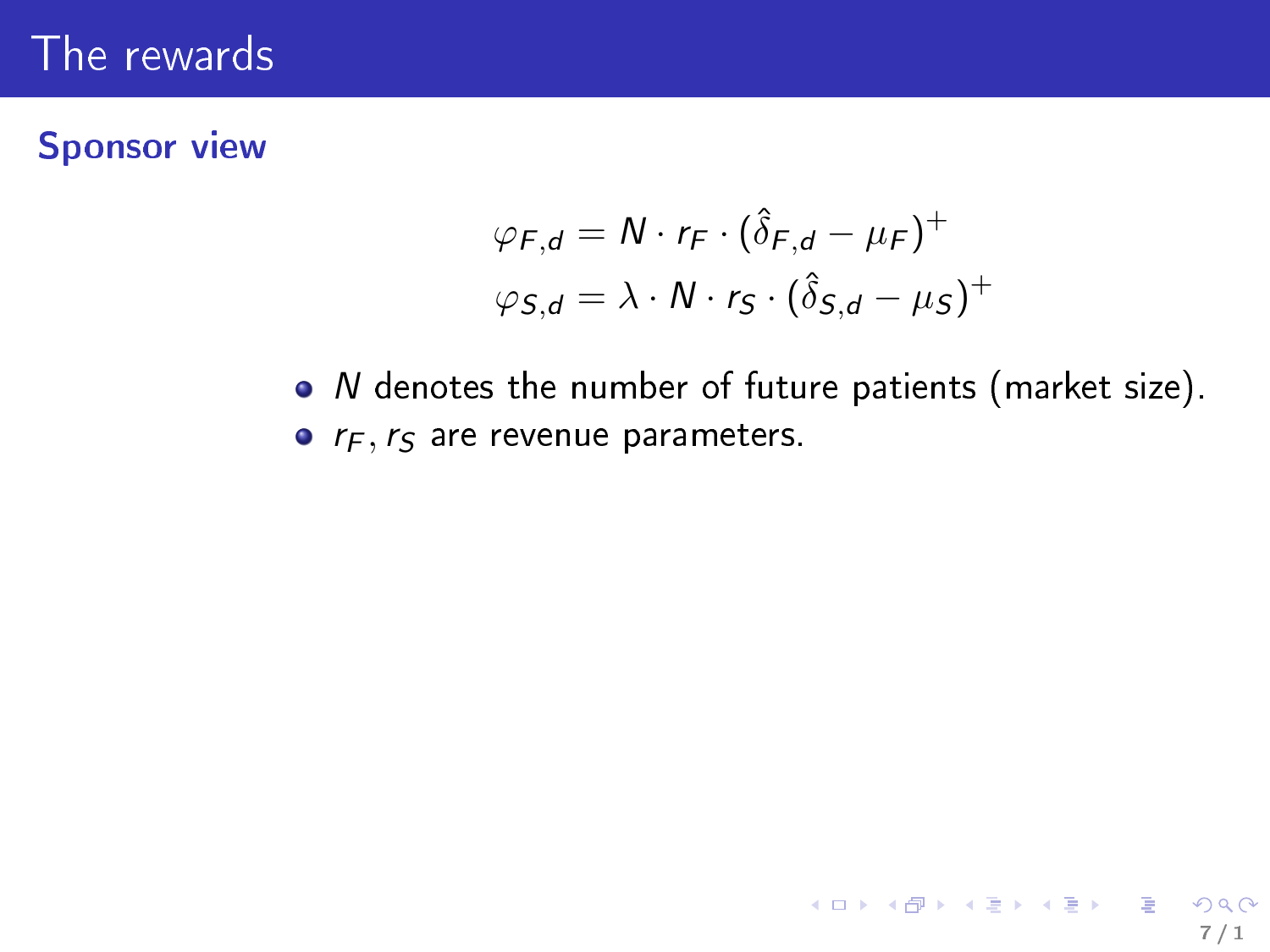# The rewards

## Sponsor view

$$
\begin{aligned}
\varphi_{F,d} &= N \cdot r_F \cdot (\hat{\delta}_{F,d} - \mu_F)^+ \\
\varphi_{S,d} &= \lambda \cdot N \cdot r_S \cdot (\hat{\delta}_{S,d} - \mu_S)^+
\end{aligned}
$$

- $N$ denotes the number of future patients (market size).
- $r_F, r_S$ are revenue parameters.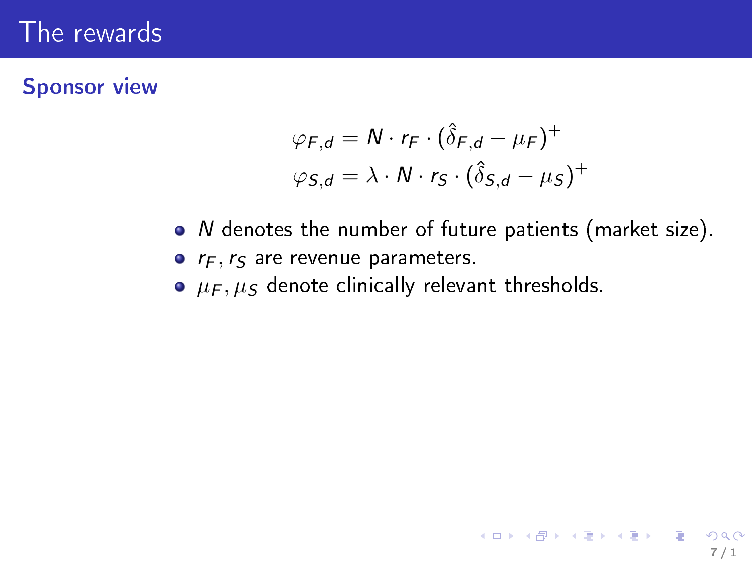# The rewards

## Sponsor view

$$
\varphi_{F,d} = N \cdot r_F \cdot (\hat{\delta}_{F,d} - \mu_F)^+
$$
$$
\varphi_{S,d} = \lambda \cdot N \cdot r_S \cdot (\hat{\delta}_{S,d} - \mu_S)^+
$$

- $N$ denotes the number of future patients (market size).
- $r_F, r_S$ are revenue parameters.
- $\mu_F, \mu_S$ denote clinically relevant thresholds.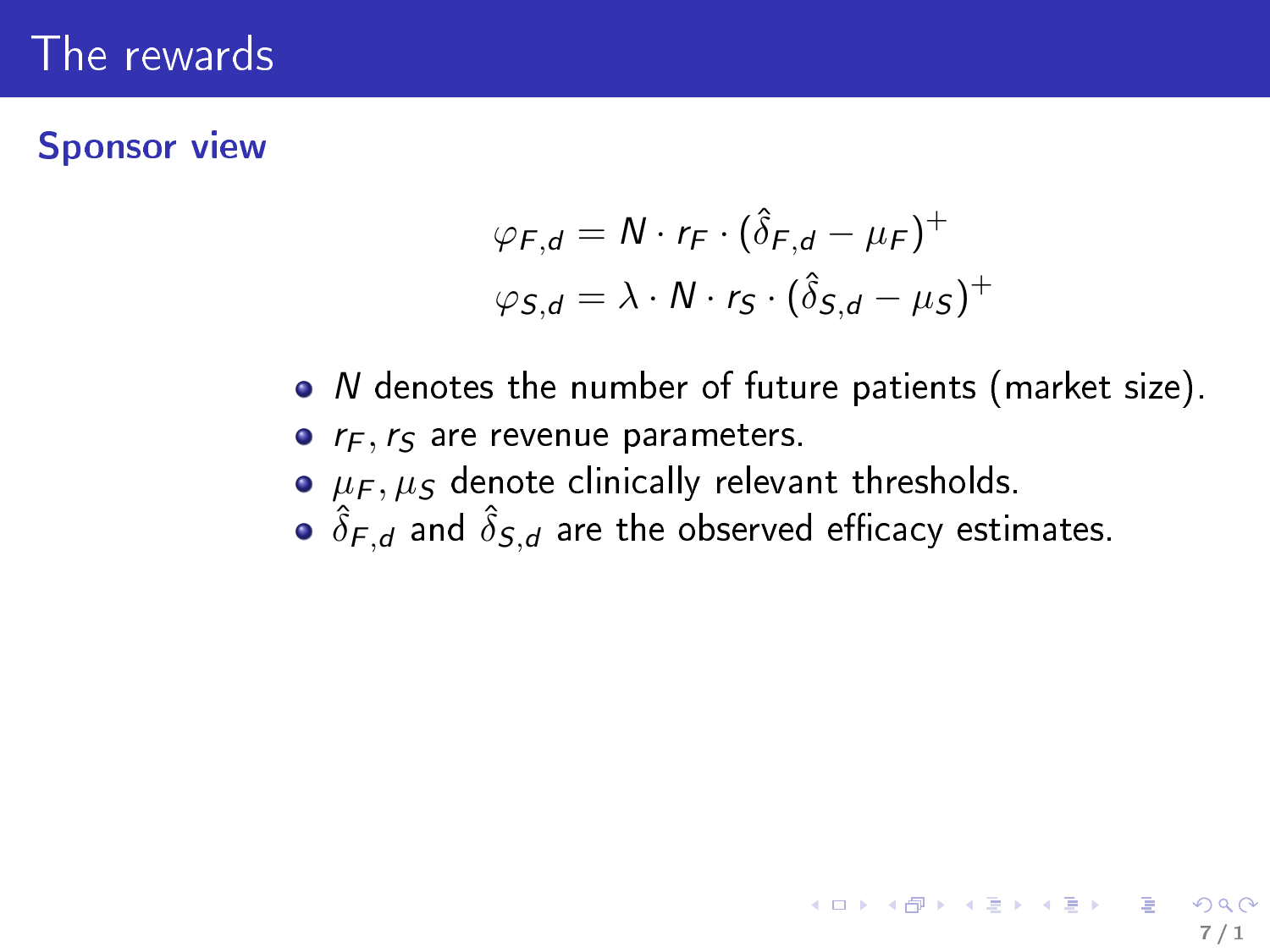# The rewards

## Sponsor view

$$\varphi_{F,d} = N \cdot r_F \cdot (\hat{\delta}_{F,d} - \mu_F)^+$$
$$\varphi_{S,d} = \lambda \cdot N \cdot r_S \cdot (\hat{\delta}_{S,d} - \mu_S)^+$$

- $N$ denotes the number of future patients (market size).
- $r_F, r_S$ are revenue parameters.
- $\mu_F, \mu_S$ denote clinically relevant thresholds.
- $\hat{\delta}_{F,d}$ and $\hat{\delta}_{S,d}$ are the observed efficacy estimates.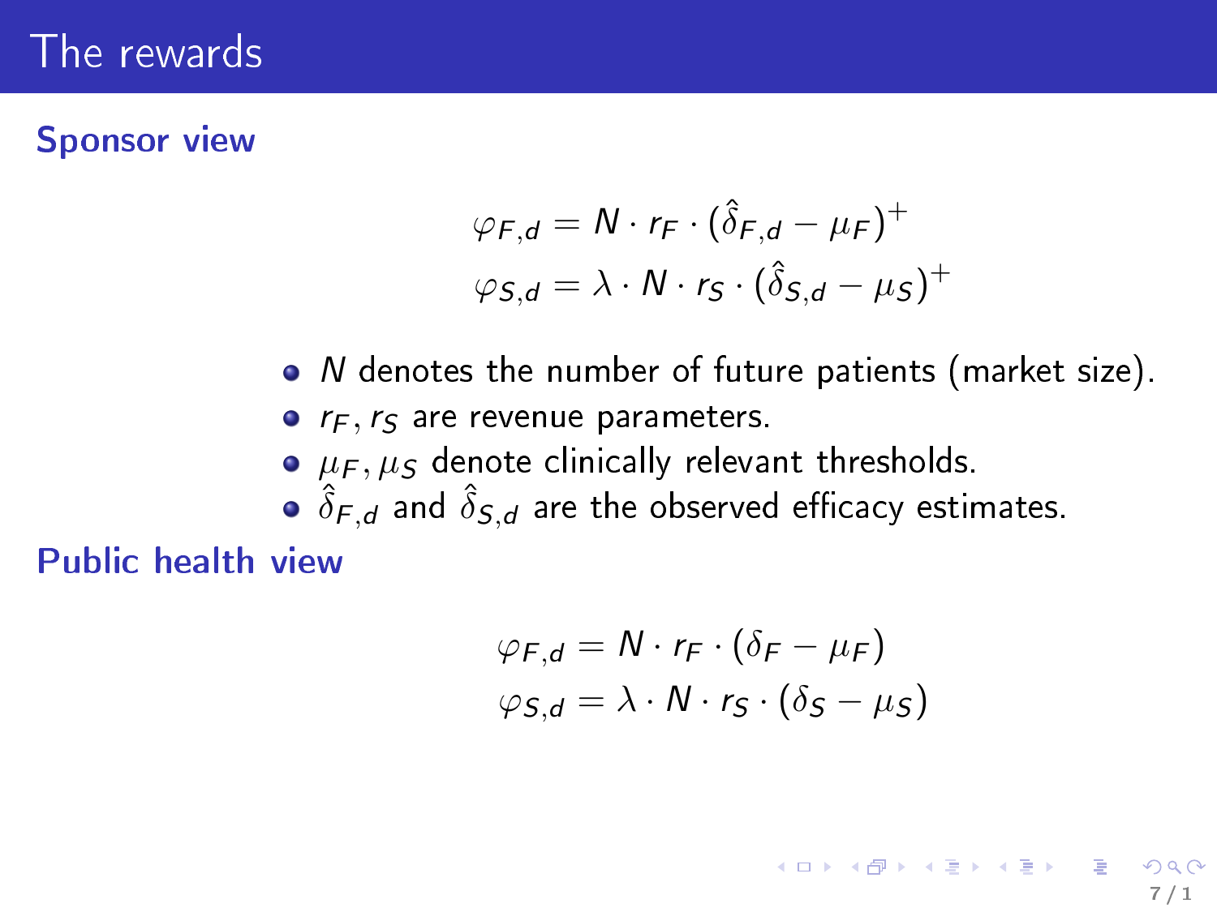# The rewards

## Sponsor view

$$\varphi_{F,d} = N \cdot r_F \cdot (\hat{\delta}_{F,d} - \mu_F)^+$$
$$\varphi_{S,d} = \lambda \cdot N \cdot r_S \cdot (\hat{\delta}_{S,d} - \mu_S)^+$$

- $N$ denotes the number of future patients (market size).
- $r_F, r_S$ are revenue parameters.
- $\mu_F, \mu_S$ denote clinically relevant thresholds.
- $\hat{\delta}_{F,d}$ and $\hat{\delta}_{S,d}$ are the observed efficacy estimates.

## Public health view

$$\varphi_{F,d} = N \cdot r_F \cdot (\delta_F - \mu_F)$$
$$\varphi_{S,d} = \lambda \cdot N \cdot r_S \cdot (\delta_S - \mu_S)$$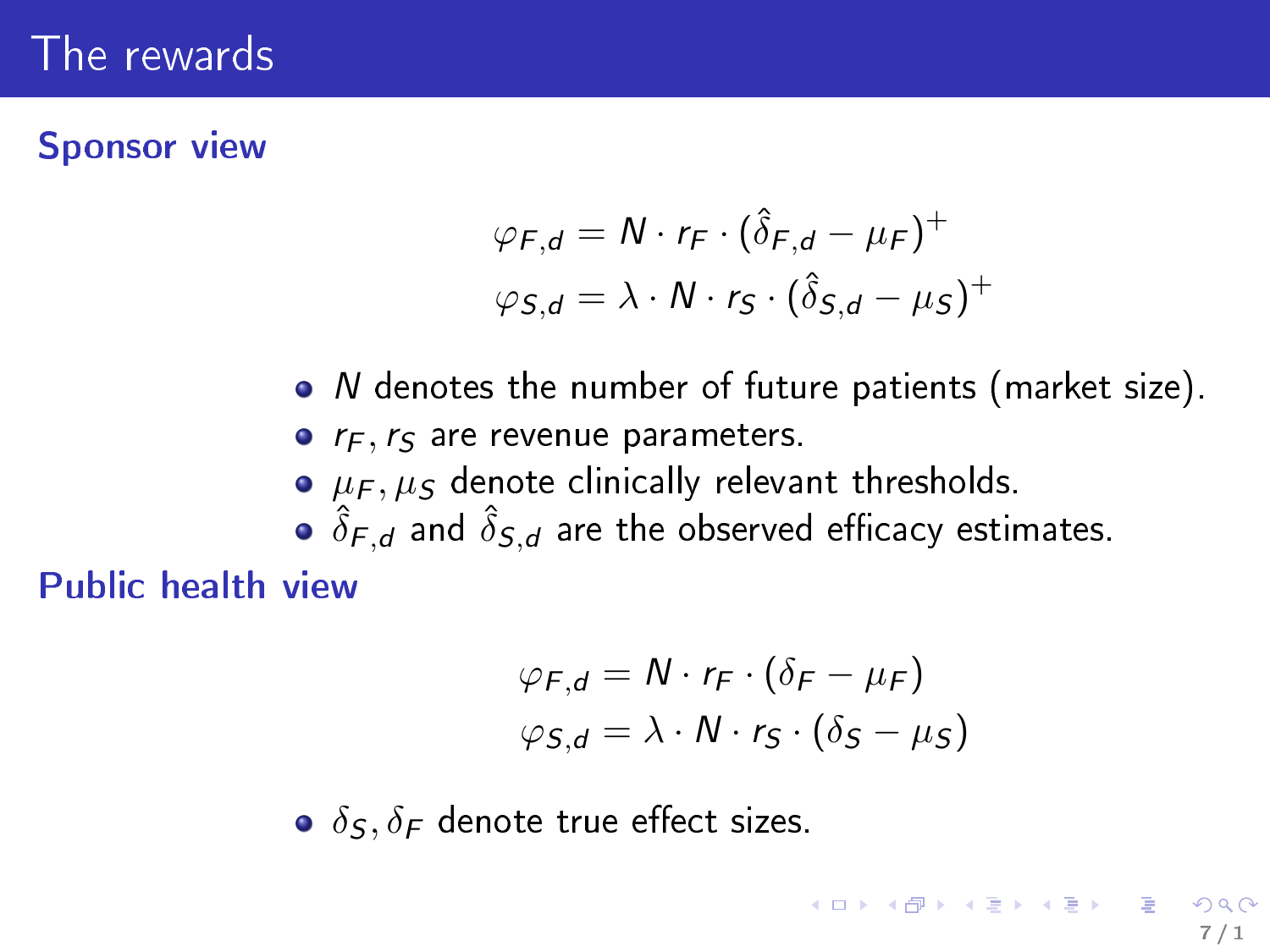# The rewards

## Sponsor view

$$\varphi_{F,d} = N \cdot r_F \cdot (\hat{\delta}_{F,d} - \mu_F)^+$$
$$\varphi_{S,d} = \lambda \cdot N \cdot r_S \cdot (\hat{\delta}_{S,d} - \mu_S)^+$$

- $N$ denotes the number of future patients (market size).
- $r_F, r_S$ are revenue parameters.
- $\mu_F, \mu_S$ denote clinically relevant thresholds.
- $\hat{\delta}_{F,d}$ and $\hat{\delta}_{S,d}$ are the observed efficacy estimates.

## Public health view

$$\varphi_{F,d} = N \cdot r_F \cdot (\delta_F - \mu_F)$$
$$\varphi_{S,d} = \lambda \cdot N \cdot r_S \cdot (\delta_S - \mu_S)$$

- $\delta_S, \delta_F$ denote true effect sizes.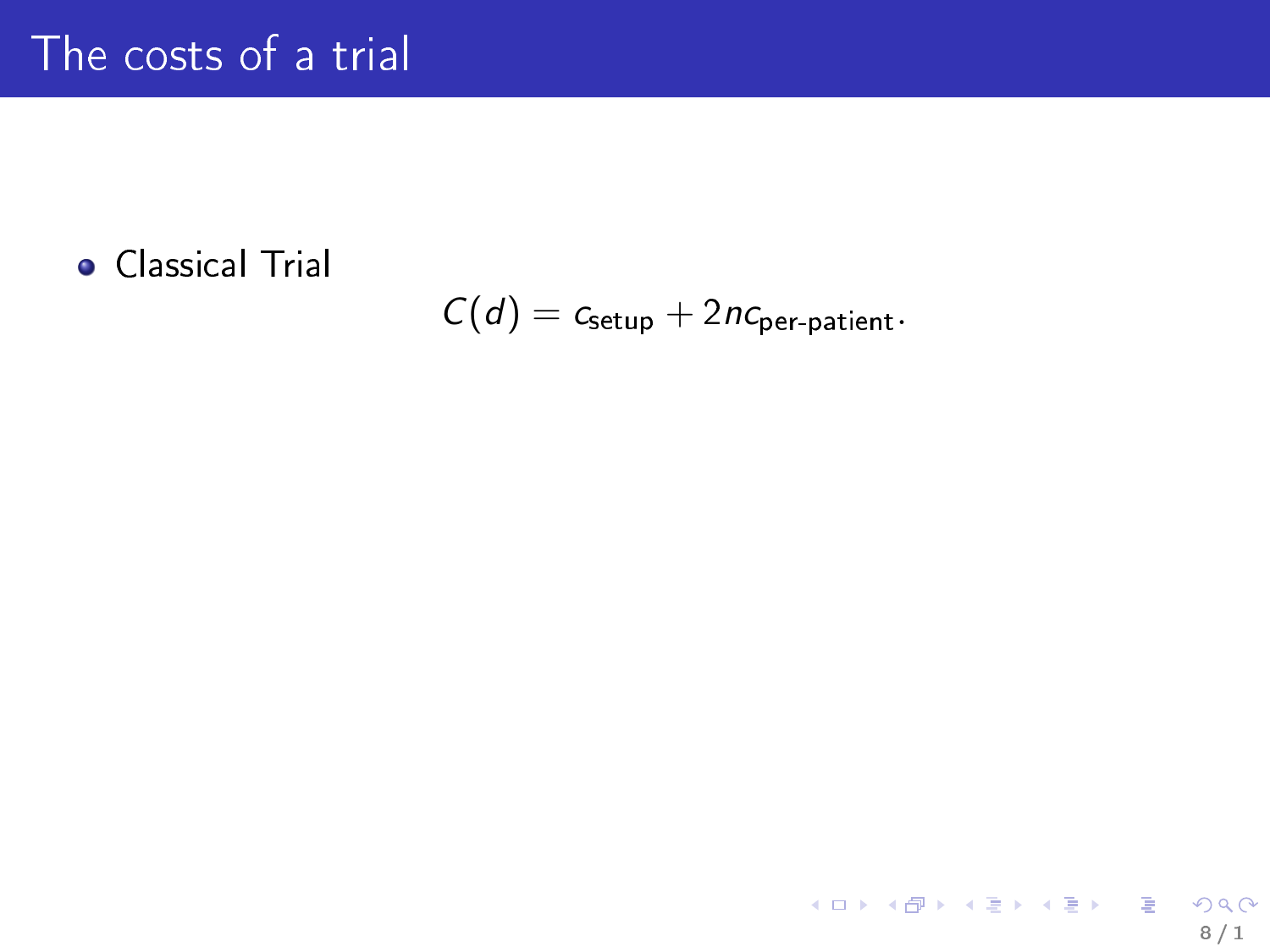# The costs of a trial

- Classical Trial

$$C(d) = c_{\text{setup}} + 2nc_{\text{per-patient}}.$$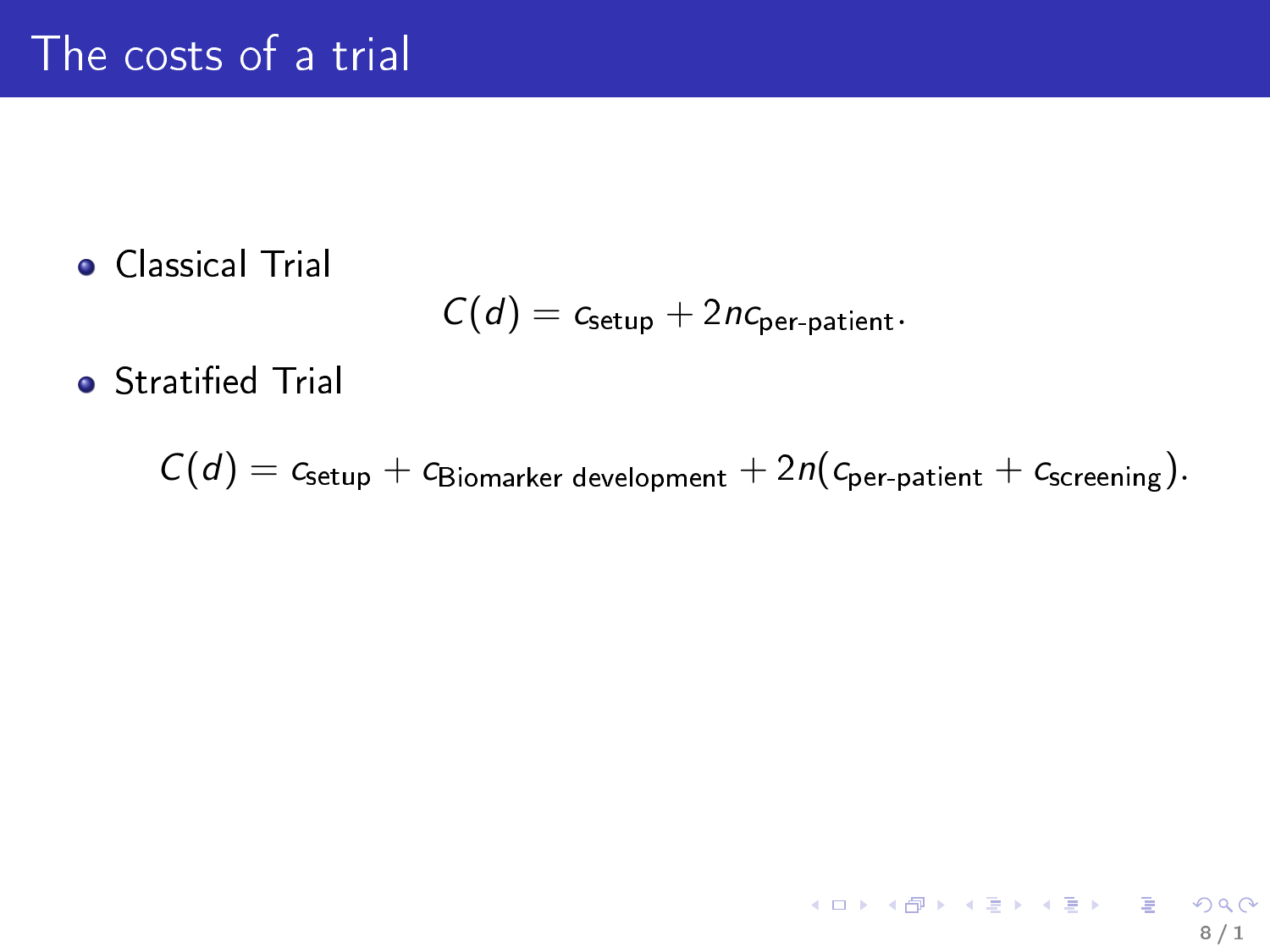# The costs of a trial

- Classical Trial

$$C(d) = c_{\text{setup}} + 2nc_{\text{per-patient}}.$$

- Stratified Trial

$$C(d) = c_{\text{setup}} + c_{\text{Biomarker development}} + 2n(c_{\text{per-patient}} + c_{\text{screening}}).$$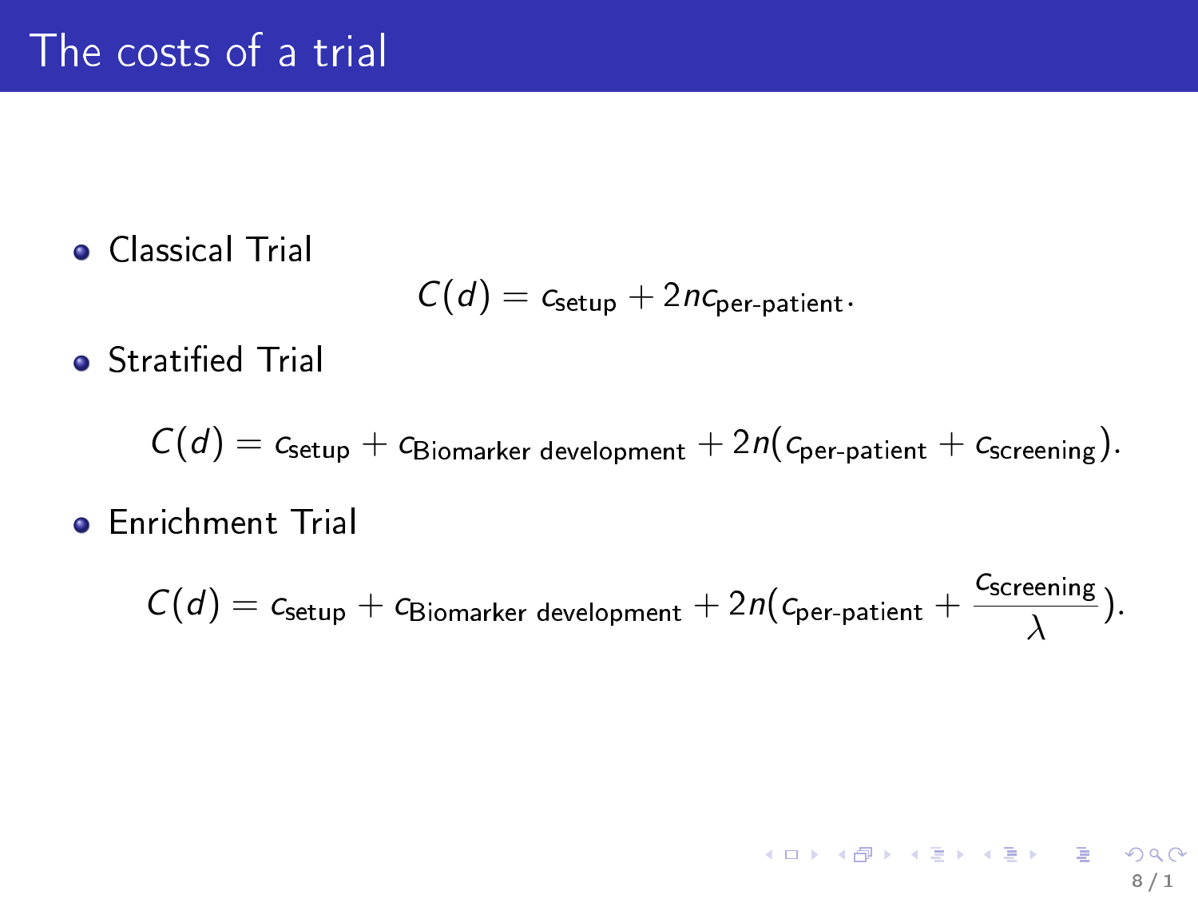# The costs of a trial

- Classical Trial

$$C(d) = c_{\text{setup}} + 2nc_{\text{per-patient}}.$$

- Stratified Trial

$$C(d) = c_{\text{setup}} + c_{\text{Biomarker development}} + 2n(c_{\text{per-patient}} + c_{\text{screening}}).$$

- Enrichment Trial

$$C(d) = c_{\text{setup}} + c_{\text{Biomarker development}} + 2n(c_{\text{per-patient}} + \frac{c_{\text{screening}}}{\lambda}).$$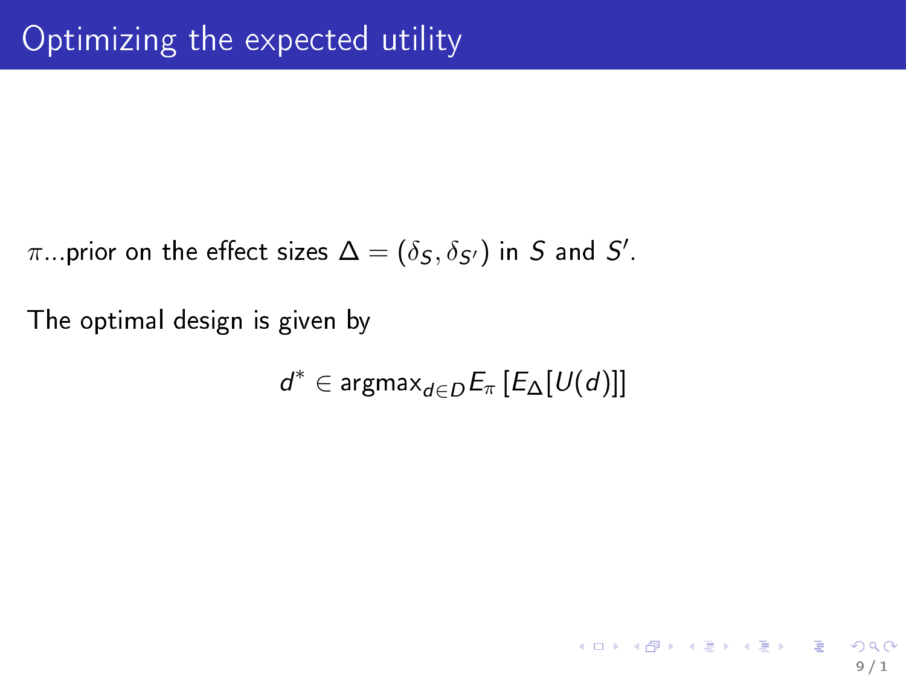# Optimizing the expected utility

$\pi$...prior on the effect sizes $\Delta = (\delta_S, \delta_{S'})$ in $S$ and $S'$.

The optimal design is given by

$$d^* \in \text{argmax}_{d \in D} E_\pi \left[ E_\Delta [U(d)] \right]$$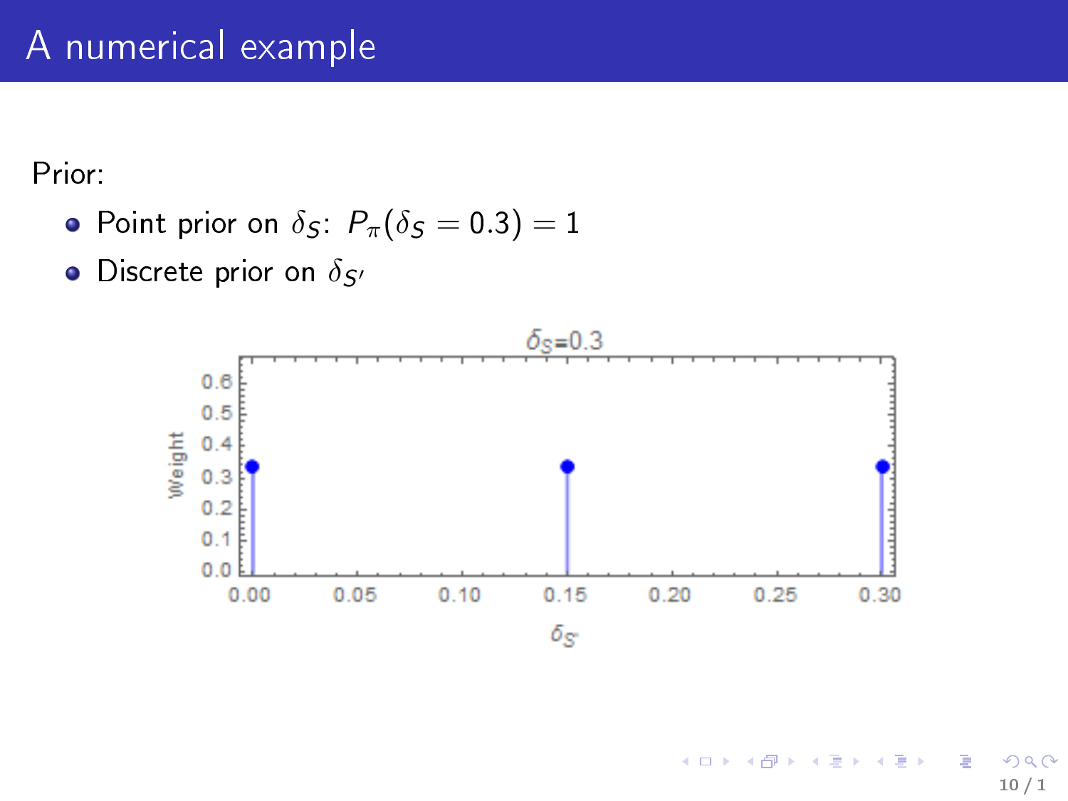# A numerical example

Prior:

- Point prior on $\delta_S$: $P_\pi(\delta_S = 0.3) = 1$
- Discrete prior on $\delta_{S'}$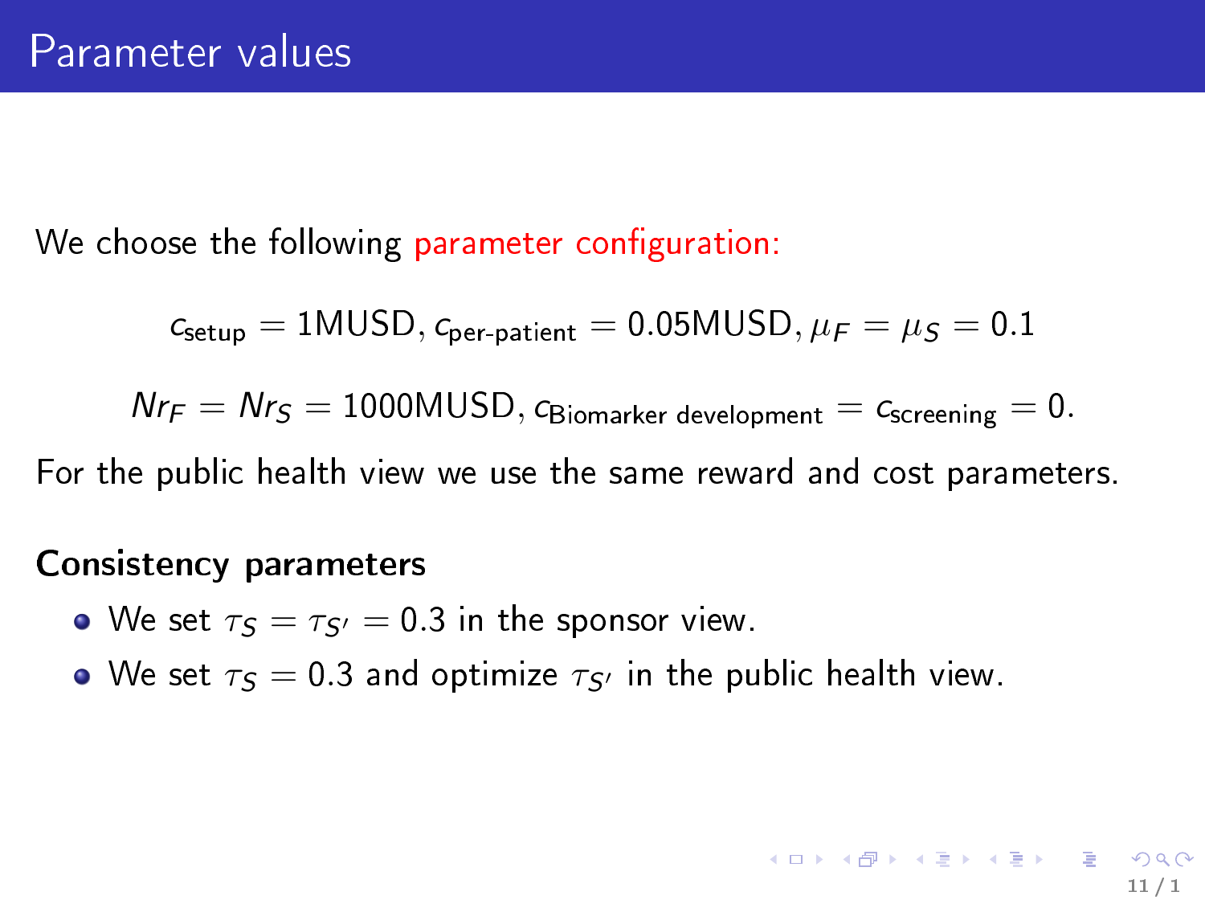# Parameter values

We choose the following parameter configuration:

$$c_{\text{setup}} = 1\text{MUSD}, c_{\text{per-patient}} = 0.05\text{MUSD}, \mu_F = \mu_S = 0.1$$

$$Nr_F = Nr_S = 1000\text{MUSD}, c_{\text{Biomarker development}} = c_{\text{screening}} = 0.$$

For the public health view we use the same reward and cost parameters.

**Consistency parameters**

- We set $\tau_S = \tau_{S'} = 0.3$ in the sponsor view.
- We set $\tau_S = 0.3$ and optimize $\tau_{S'}$ in the public health view.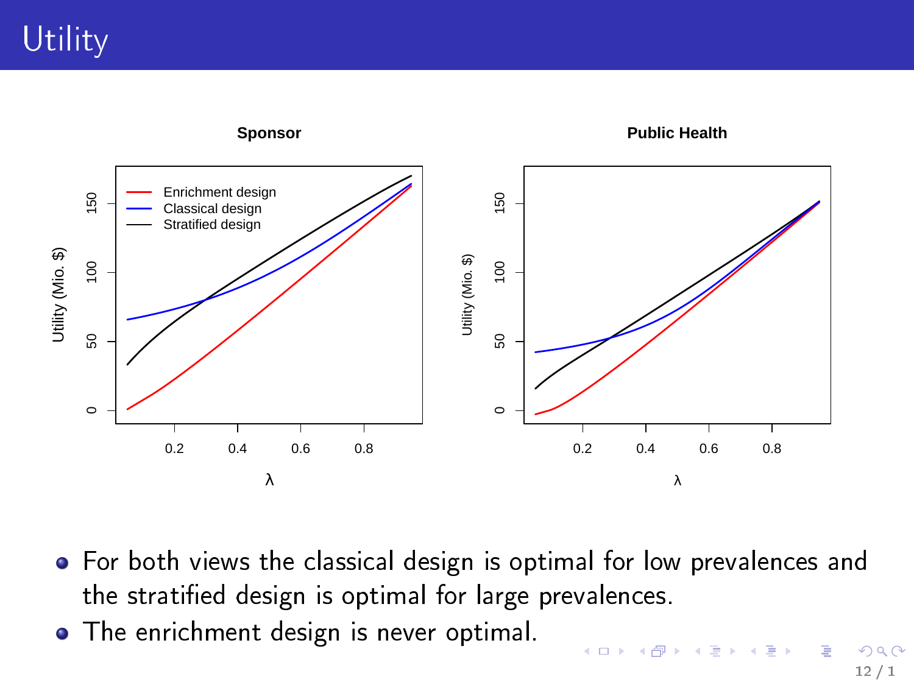# Utility

- For both views the classical design is optimal for low prevalences and the stratified design is optimal for large prevalences.
- The enrichment design is never optimal.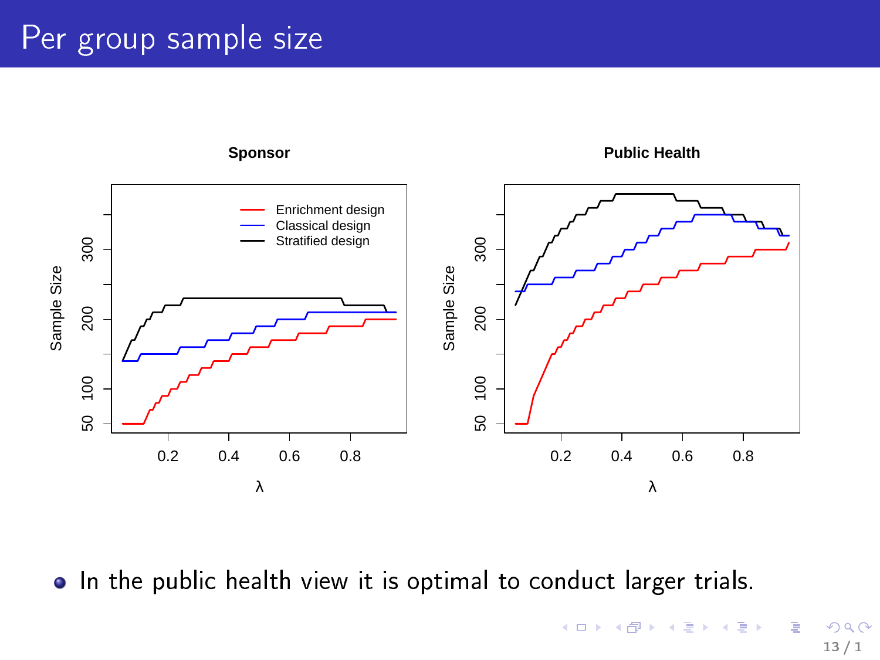# Per group sample size

- In the public health view it is optimal to conduct larger trials.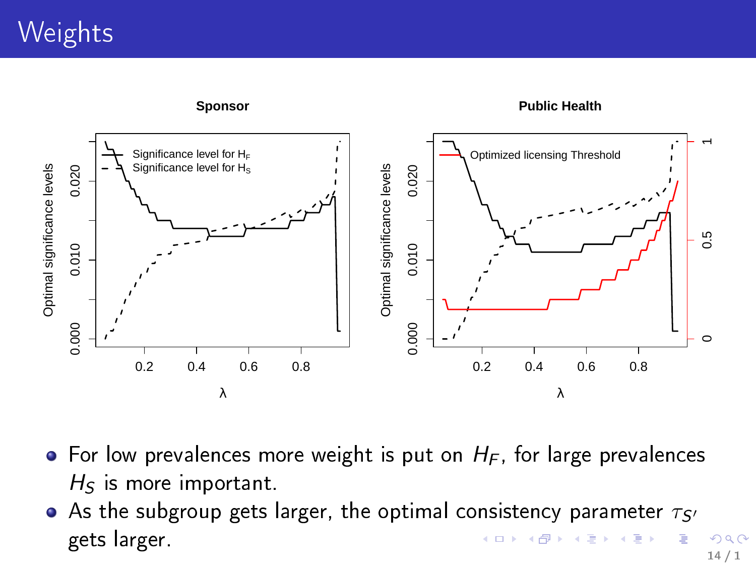# Weights

- For low prevalences more weight is put on $H_F$, for large prevalences $H_S$ is more important.
- As the subgroup gets larger, the optimal consistency parameter $\tau_{S'}$ gets larger.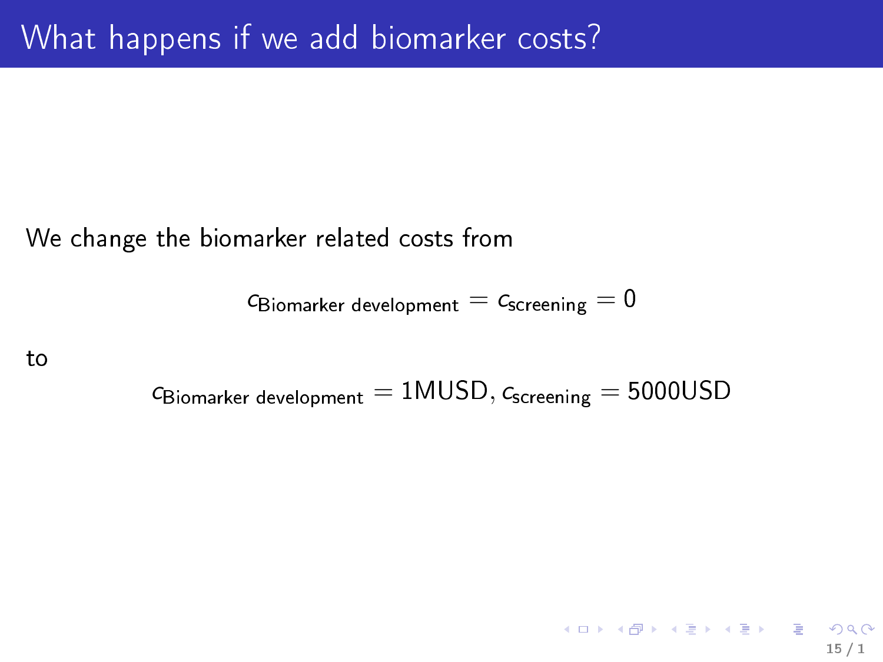# What happens if we add biomarker costs?

We change the biomarker related costs from

$$c_{\text{Biomarker development}} = c_{\text{screening}} = 0$$

to

$$c_{\text{Biomarker development}} = 1\text{MUSD}, c_{\text{screening}} = 5000\text{USD}$$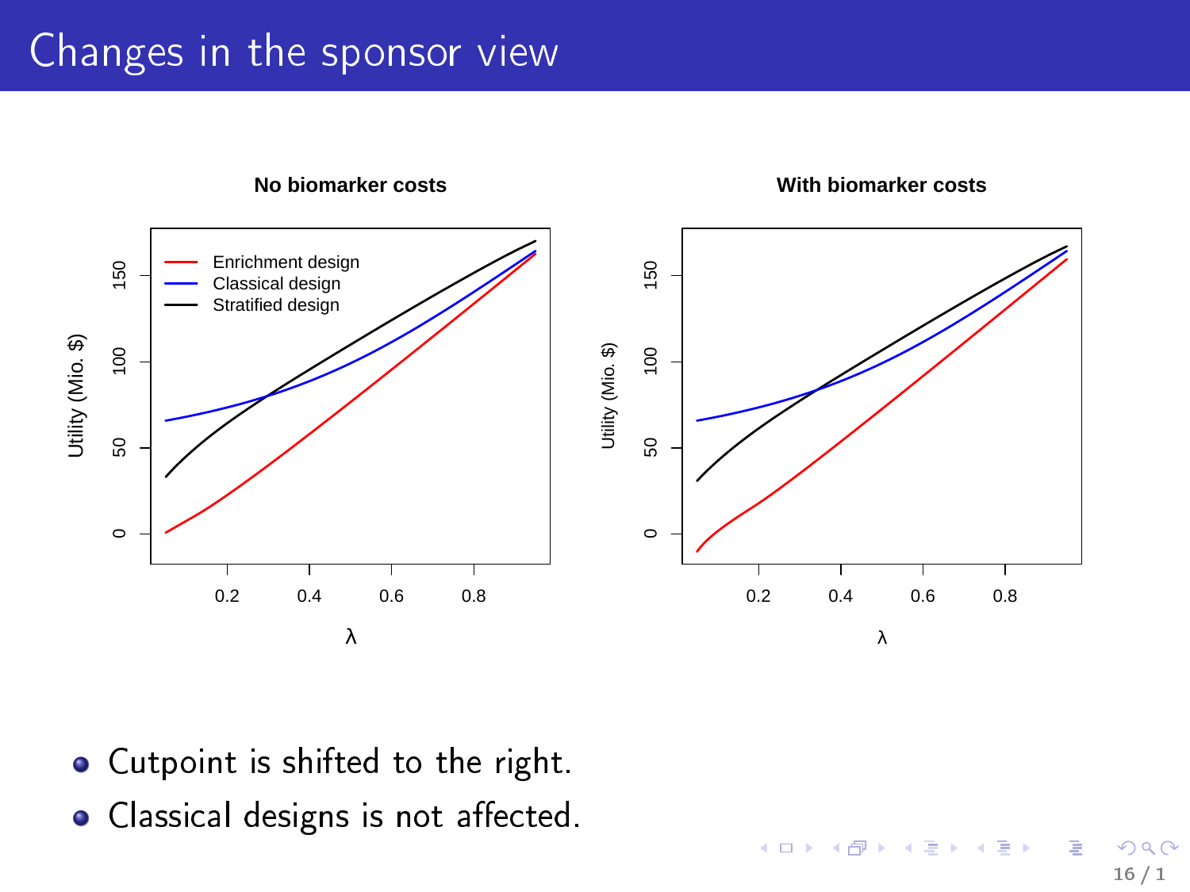# Changes in the sponsor view

- Cutpoint is shifted to the right.
- Classical designs is not affected.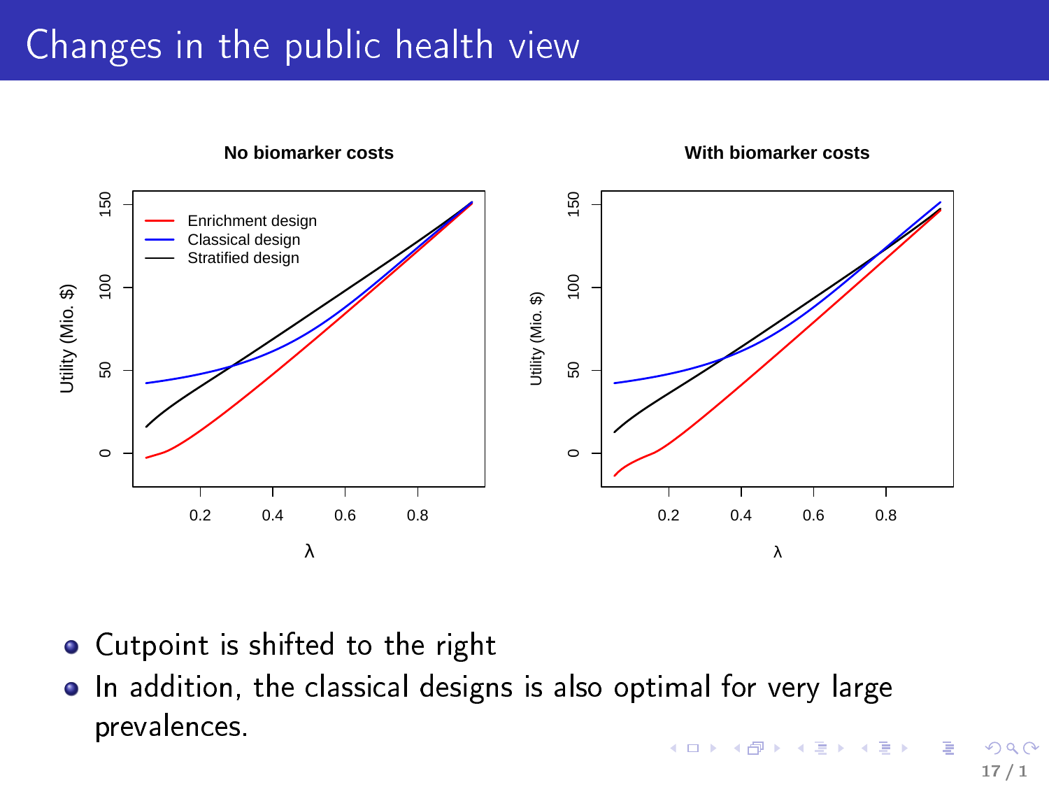# Changes in the public health view

- Cutpoint is shifted to the right
- In addition, the classical designs is also optimal for very large prevalences.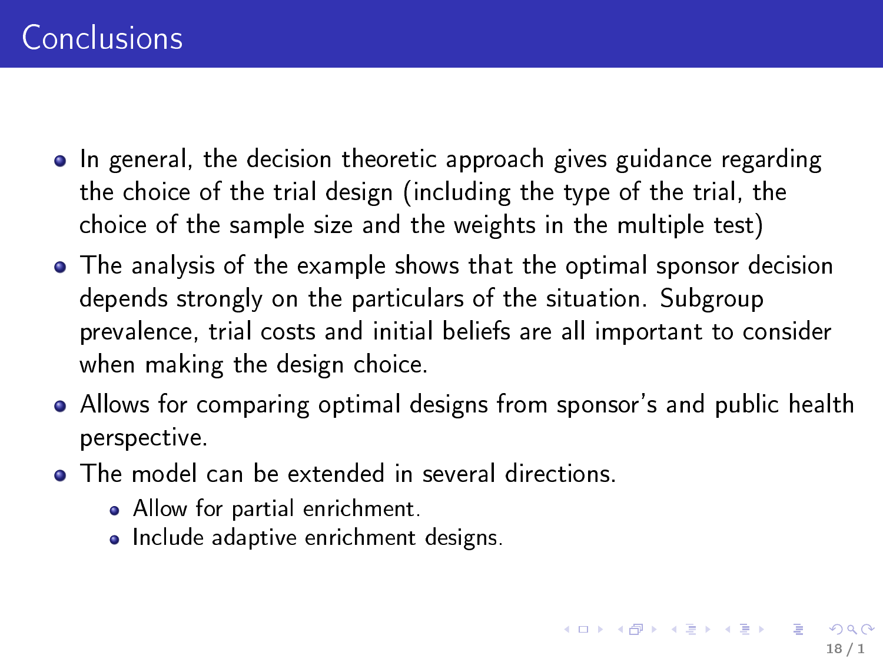# Conclusions

- In general, the decision theoretic approach gives guidance regarding the choice of the trial design (including the type of the trial, the choice of the sample size and the weights in the multiple test)
- The analysis of the example shows that the optimal sponsor decision depends strongly on the particulars of the situation. Subgroup prevalence, trial costs and initial beliefs are all important to consider when making the design choice.
- Allows for comparing optimal designs from sponsor's and public health perspective.
- The model can be extended in several directions.
  - Allow for partial enrichment.
  - Include adaptive enrichment designs.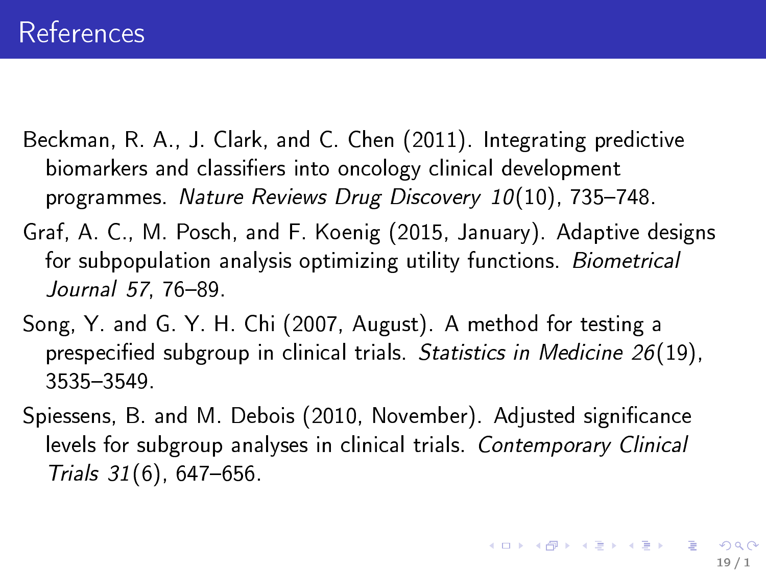# References

Beckman, R. A., J. Clark, and C. Chen (2011). Integrating predictive biomarkers and classifiers into oncology clinical development programmes. *Nature Reviews Drug Discovery 10*(10), 735–748.

Graf, A. C., M. Posch, and F. Koenig (2015, January). Adaptive designs for subpopulation analysis optimizing utility functions. *Biometrical Journal 57*, 76–89.

Song, Y. and G. Y. H. Chi (2007, August). A method for testing a prespecified subgroup in clinical trials. *Statistics in Medicine 26*(19), 3535–3549.

Spiessens, B. and M. Debois (2010, November). Adjusted significance levels for subgroup analyses in clinical trials. *Contemporary Clinical Trials 31*(6), 647–656.